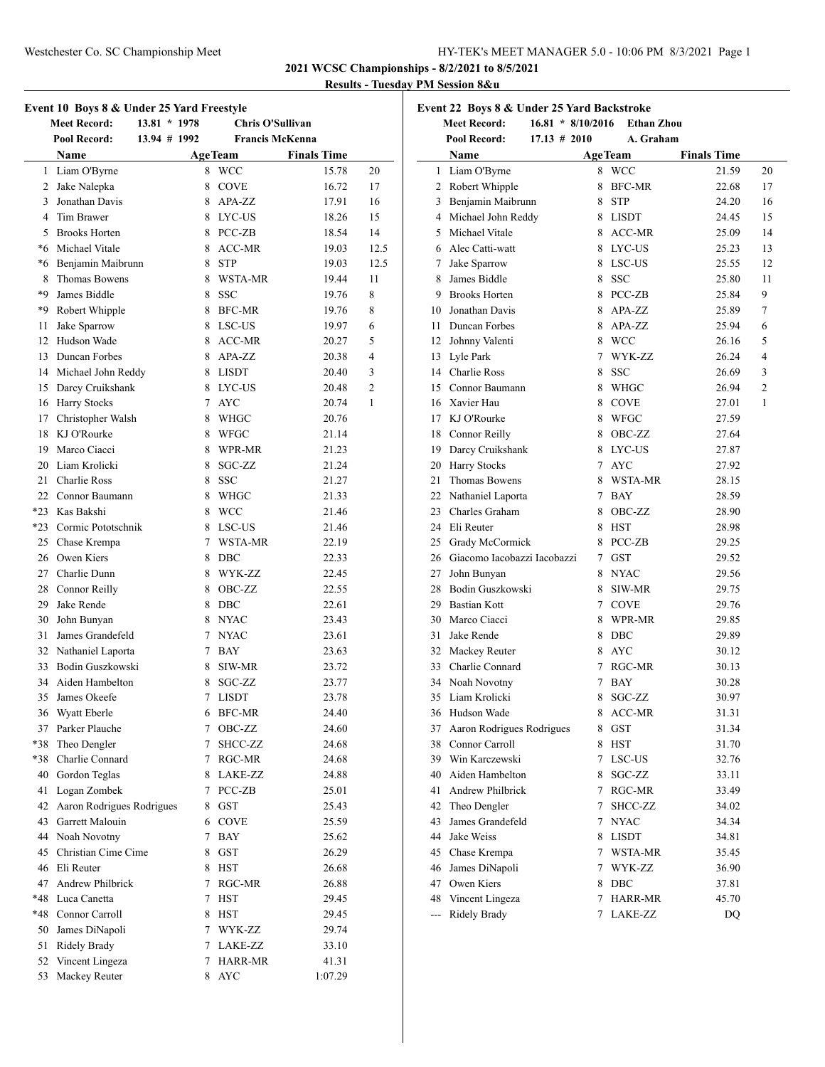# 2021 WCSC Championships - 8/2/2021 to 8/5/2021

## Results - Tuesday PM Session 8&u

### Event 10 Boys 8 & Under 25 Yard Freestyle

| | | | |
|---|---|---|---|
| Meet Record: | 13.81 * 1978 | Chris O'Sullivan | |
| Pool Record: | 13.94 # 1992 | Francis McKenna | |

| | Name | Age | Team | Finals Time | |
|---|---|---|---|---|---|
| 1 | Liam O'Byrne | 8 | WCC | 15.78 | 20 |
| 2 | Jake Nalepka | 8 | COVE | 16.72 | 17 |
| 3 | Jonathan Davis | 8 | APA-ZZ | 17.91 | 16 |
| 4 | Tim Brawer | 8 | LYC-US | 18.26 | 15 |
| 5 | Brooks Horten | 8 | PCC-ZB | 18.54 | 14 |
| *6 | Michael Vitale | 8 | ACC-MR | 19.03 | 12.5 |
| *6 | Benjamin Maibrunn | 8 | STP | 19.03 | 12.5 |
| 8 | Thomas Bowens | 8 | WSTA-MR | 19.44 | 11 |
| *9 | James Biddle | 8 | SSC | 19.76 | 8 |
| *9 | Robert Whipple | 8 | BFC-MR | 19.76 | 8 |
| 11 | Jake Sparrow | 8 | LSC-US | 19.97 | 6 |
| 12 | Hudson Wade | 8 | ACC-MR | 20.27 | 5 |
| 13 | Duncan Forbes | 8 | APA-ZZ | 20.38 | 4 |
| 14 | Michael John Reddy | 8 | LISDT | 20.40 | 3 |
| 15 | Darcy Cruikshank | 8 | LYC-US | 20.48 | 2 |
| 16 | Harry Stocks | 7 | AYC | 20.74 | 1 |
| 17 | Christopher Walsh | 8 | WHGC | 20.76 | |
| 18 | KJ O'Rourke | 8 | WFGC | 21.14 | |
| 19 | Marco Ciacci | 8 | WPR-MR | 21.23 | |
| 20 | Liam Krolicki | 8 | SGC-ZZ | 21.24 | |
| 21 | Charlie Ross | 8 | SSC | 21.27 | |
| 22 | Connor Baumann | 8 | WHGC | 21.33 | |
| *23 | Kas Bakshi | 8 | WCC | 21.46 | |
| *23 | Cormic Pototschnik | 8 | LSC-US | 21.46 | |
| 25 | Chase Krempa | 7 | WSTA-MR | 22.19 | |
| 26 | Owen Kiers | 8 | DBC | 22.33 | |
| 27 | Charlie Dunn | 8 | WYK-ZZ | 22.45 | |
| 28 | Connor Reilly | 8 | OBC-ZZ | 22.55 | |
| 29 | Jake Rende | 8 | DBC | 22.61 | |
| 30 | John Bunyan | 8 | NYAC | 23.43 | |
| 31 | James Grandefeld | 7 | NYAC | 23.61 | |
| 32 | Nathaniel Laporta | 7 | BAY | 23.63 | |
| 33 | Bodin Guszkowski | 8 | SIW-MR | 23.72 | |
| 34 | Aiden Hambelton | 8 | SGC-ZZ | 23.77 | |
| 35 | James Okeefe | 7 | LISDT | 23.78 | |
| 36 | Wyatt Eberle | 6 | BFC-MR | 24.40 | |
| 37 | Parker Plauche | 7 | OBC-ZZ | 24.60 | |
| *38 | Theo Dengler | 7 | SHCC-ZZ | 24.68 | |
| *38 | Charlie Connard | 7 | RGC-MR | 24.68 | |
| 40 | Gordon Teglas | 8 | LAKE-ZZ | 24.88 | |
| 41 | Logan Zombek | 7 | PCC-ZB | 25.01 | |
| 42 | Aaron Rodrigues Rodrigues | 8 | GST | 25.43 | |
| 43 | Garrett Malouin | 6 | COVE | 25.59 | |
| 44 | Noah Novotny | 7 | BAY | 25.62 | |
| 45 | Christian Cime Cime | 8 | GST | 26.29 | |
| 46 | Eli Reuter | 8 | HST | 26.68 | |
| 47 | Andrew Philbrick | 7 | RGC-MR | 26.88 | |
| *48 | Luca Canetta | 7 | HST | 29.45 | |
| *48 | Connor Carroll | 8 | HST | 29.45 | |
| 50 | James DiNapoli | 7 | WYK-ZZ | 29.74 | |
| 51 | Ridely Brady | 7 | LAKE-ZZ | 33.10 | |
| 52 | Vincent Lingeza | 7 | HARR-MR | 41.31 | |
| 53 | Mackey Reuter | 8 | AYC | 1:07.29 | |

### Event 22 Boys 8 & Under 25 Yard Backstroke

| | | | |
|---|---|---|---|
| Meet Record: | 16.81 * 8/10/2016 | Ethan Zhou | |
| Pool Record: | 17.13 # 2010 | A. Graham | |

| | Name | Age | Team | Finals Time | |
|---|---|---|---|---|---|
| 1 | Liam O'Byrne | 8 | WCC | 21.59 | 20 |
| 2 | Robert Whipple | 8 | BFC-MR | 22.68 | 17 |
| 3 | Benjamin Maibrunn | 8 | STP | 24.20 | 16 |
| 4 | Michael John Reddy | 8 | LISDT | 24.45 | 15 |
| 5 | Michael Vitale | 8 | ACC-MR | 25.09 | 14 |
| 6 | Alec Catti-watt | 8 | LYC-US | 25.23 | 13 |
| 7 | Jake Sparrow | 8 | LSC-US | 25.55 | 12 |
| 8 | James Biddle | 8 | SSC | 25.80 | 11 |
| 9 | Brooks Horten | 8 | PCC-ZB | 25.84 | 9 |
| 10 | Jonathan Davis | 8 | APA-ZZ | 25.89 | 7 |
| 11 | Duncan Forbes | 8 | APA-ZZ | 25.94 | 6 |
| 12 | Johnny Valenti | 8 | WCC | 26.16 | 5 |
| 13 | Lyle Park | 7 | WYK-ZZ | 26.24 | 4 |
| 14 | Charlie Ross | 8 | SSC | 26.69 | 3 |
| 15 | Connor Baumann | 8 | WHGC | 26.94 | 2 |
| 16 | Xavier Hau | 8 | COVE | 27.01 | 1 |
| 17 | KJ O'Rourke | 8 | WFGC | 27.59 | |
| 18 | Connor Reilly | 8 | OBC-ZZ | 27.64 | |
| 19 | Darcy Cruikshank | 8 | LYC-US | 27.87 | |
| 20 | Harry Stocks | 7 | AYC | 27.92 | |
| 21 | Thomas Bowens | 8 | WSTA-MR | 28.15 | |
| 22 | Nathaniel Laporta | 7 | BAY | 28.59 | |
| 23 | Charles Graham | 8 | OBC-ZZ | 28.90 | |
| 24 | Eli Reuter | 8 | HST | 28.98 | |
| 25 | Grady McCormick | 8 | PCC-ZB | 29.25 | |
| 26 | Giacomo Iacobazzi Iacobazzi | 7 | GST | 29.52 | |
| 27 | John Bunyan | 8 | NYAC | 29.56 | |
| 28 | Bodin Guszkowski | 8 | SIW-MR | 29.75 | |
| 29 | Bastian Kott | 7 | COVE | 29.76 | |
| 30 | Marco Ciacci | 8 | WPR-MR | 29.85 | |
| 31 | Jake Rende | 8 | DBC | 29.89 | |
| 32 | Mackey Reuter | 8 | AYC | 30.12 | |
| 33 | Charlie Connard | 7 | RGC-MR | 30.13 | |
| 34 | Noah Novotny | 7 | BAY | 30.28 | |
| 35 | Liam Krolicki | 8 | SGC-ZZ | 30.97 | |
| 36 | Hudson Wade | 8 | ACC-MR | 31.31 | |
| 37 | Aaron Rodrigues Rodrigues | 8 | GST | 31.34 | |
| 38 | Connor Carroll | 8 | HST | 31.70 | |
| 39 | Win Karczewski | 7 | LSC-US | 32.76 | |
| 40 | Aiden Hambelton | 8 | SGC-ZZ | 33.11 | |
| 41 | Andrew Philbrick | 7 | RGC-MR | 33.49 | |
| 42 | Theo Dengler | 7 | SHCC-ZZ | 34.02 | |
| 43 | James Grandefeld | 7 | NYAC | 34.34 | |
| 44 | Jake Weiss | 8 | LISDT | 34.81 | |
| 45 | Chase Krempa | 7 | WSTA-MR | 35.45 | |
| 46 | James DiNapoli | 7 | WYK-ZZ | 36.90 | |
| 47 | Owen Kiers | 8 | DBC | 37.81 | |
| 48 | Vincent Lingeza | 7 | HARR-MR | 45.70 | |
| --- | Ridely Brady | 7 | LAKE-ZZ | DQ | |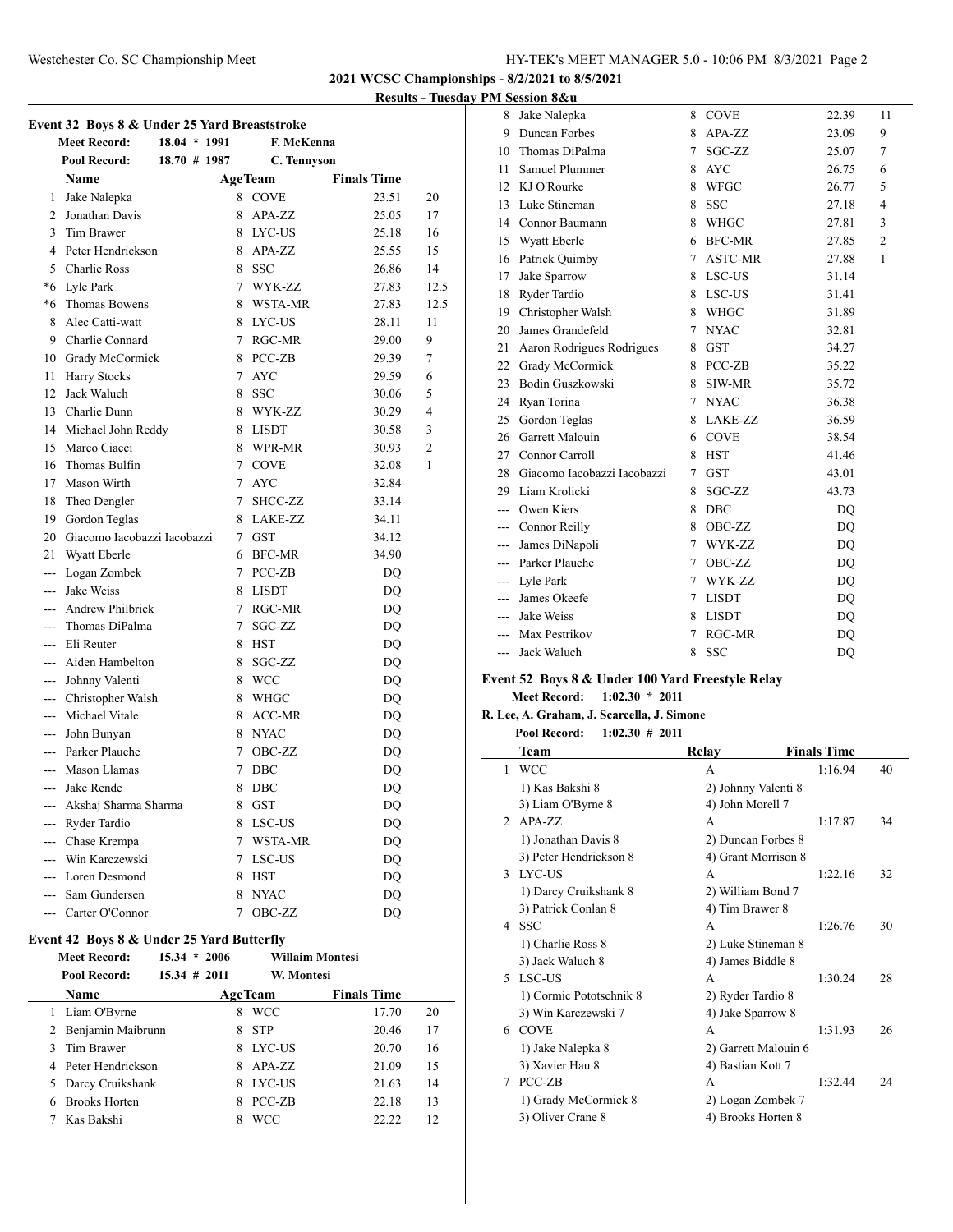**2021 WCSC Championships - 8/2/2021 to 8/5/2021**

**Results - Tuesday PM Session 8&u**

### Event 32 Boys 8 & Under 25 Yard Breaststroke

| | | | |
|---|---|---|---|
| Meet Record: | 18.04 * 1991 | F. McKenna | |
| Pool Record: | 18.70 # 1987 | C. Tennyson | |

| | Name | Age | Team | Finals Time | |
|---|---|---|---|---|---|
| 1 | Jake Nalepka | 8 | COVE | 23.51 | 20 |
| 2 | Jonathan Davis | 8 | APA-ZZ | 25.05 | 17 |
| 3 | Tim Brawer | 8 | LYC-US | 25.18 | 16 |
| 4 | Peter Hendrickson | 8 | APA-ZZ | 25.55 | 15 |
| 5 | Charlie Ross | 8 | SSC | 26.86 | 14 |
| *6 | Lyle Park | 7 | WYK-ZZ | 27.83 | 12.5 |
| *6 | Thomas Bowens | 8 | WSTA-MR | 27.83 | 12.5 |
| 8 | Alec Catti-watt | 8 | LYC-US | 28.11 | 11 |
| 9 | Charlie Connard | 7 | RGC-MR | 29.00 | 9 |
| 10 | Grady McCormick | 8 | PCC-ZB | 29.39 | 7 |
| 11 | Harry Stocks | 7 | AYC | 29.59 | 6 |
| 12 | Jack Waluch | 8 | SSC | 30.06 | 5 |
| 13 | Charlie Dunn | 8 | WYK-ZZ | 30.29 | 4 |
| 14 | Michael John Reddy | 8 | LISDT | 30.58 | 3 |
| 15 | Marco Ciacci | 8 | WPR-MR | 30.93 | 2 |
| 16 | Thomas Bulfin | 7 | COVE | 32.08 | 1 |
| 17 | Mason Wirth | 7 | AYC | 32.84 | |
| 18 | Theo Dengler | 7 | SHCC-ZZ | 33.14 | |
| 19 | Gordon Teglas | 8 | LAKE-ZZ | 34.11 | |
| 20 | Giacomo Iacobazzi Iacobazzi | 7 | GST | 34.12 | |
| 21 | Wyatt Eberle | 6 | BFC-MR | 34.90 | |
| --- | Logan Zombek | 7 | PCC-ZB | DQ | |
| --- | Jake Weiss | 8 | LISDT | DQ | |
| --- | Andrew Philbrick | 7 | RGC-MR | DQ | |
| --- | Thomas DiPalma | 7 | SGC-ZZ | DQ | |
| --- | Eli Reuter | 8 | HST | DQ | |
| --- | Aiden Hambelton | 8 | SGC-ZZ | DQ | |
| --- | Johnny Valenti | 8 | WCC | DQ | |
| --- | Christopher Walsh | 8 | WHGC | DQ | |
| --- | Michael Vitale | 8 | ACC-MR | DQ | |
| --- | John Bunyan | 8 | NYAC | DQ | |
| --- | Parker Plauche | 7 | OBC-ZZ | DQ | |
| --- | Mason Llamas | 7 | DBC | DQ | |
| --- | Jake Rende | 8 | DBC | DQ | |
| --- | Akshaj Sharma Sharma | 8 | GST | DQ | |
| --- | Ryder Tardio | 8 | LSC-US | DQ | |
| --- | Chase Krempa | 7 | WSTA-MR | DQ | |
| --- | Win Karczewski | 7 | LSC-US | DQ | |
| --- | Loren Desmond | 8 | HST | DQ | |
| --- | Sam Gundersen | 8 | NYAC | DQ | |
| --- | Carter O'Connor | 7 | OBC-ZZ | DQ | |

### Event 42 Boys 8 & Under 25 Yard Butterfly

| | | | |
|---|---|---|---|
| Meet Record: | 15.34 * 2006 | Willaim Montesi | |
| Pool Record: | 15.34 # 2011 | W. Montesi | |

| | Name | Age | Team | Finals Time | |
|---|---|---|---|---|---|
| 1 | Liam O'Byrne | 8 | WCC | 17.70 | 20 |
| 2 | Benjamin Maibrunn | 8 | STP | 20.46 | 17 |
| 3 | Tim Brawer | 8 | LYC-US | 20.70 | 16 |
| 4 | Peter Hendrickson | 8 | APA-ZZ | 21.09 | 15 |
| 5 | Darcy Cruikshank | 8 | LYC-US | 21.63 | 14 |
| 6 | Brooks Horten | 8 | PCC-ZB | 22.18 | 13 |
| 7 | Kas Bakshi | 8 | WCC | 22.22 | 12 |
| 8 | Jake Nalepka | 8 | COVE | 22.39 | 11 |
| 9 | Duncan Forbes | 8 | APA-ZZ | 23.09 | 9 |
| 10 | Thomas DiPalma | 7 | SGC-ZZ | 25.07 | 7 |
| 11 | Samuel Plummer | 8 | AYC | 26.75 | 6 |
| 12 | KJ O'Rourke | 8 | WFGC | 26.77 | 5 |
| 13 | Luke Stineman | 8 | SSC | 27.18 | 4 |
| 14 | Connor Baumann | 8 | WHGC | 27.81 | 3 |
| 15 | Wyatt Eberle | 6 | BFC-MR | 27.85 | 2 |
| 16 | Patrick Quimby | 7 | ASTC-MR | 27.88 | 1 |
| 17 | Jake Sparrow | 8 | LSC-US | 31.14 | |
| 18 | Ryder Tardio | 8 | LSC-US | 31.41 | |
| 19 | Christopher Walsh | 8 | WHGC | 31.89 | |
| 20 | James Grandefeld | 7 | NYAC | 32.81 | |
| 21 | Aaron Rodrigues Rodrigues | 8 | GST | 34.27 | |
| 22 | Grady McCormick | 8 | PCC-ZB | 35.22 | |
| 23 | Bodin Guszkowski | 8 | SIW-MR | 35.72 | |
| 24 | Ryan Torina | 7 | NYAC | 36.38 | |
| 25 | Gordon Teglas | 8 | LAKE-ZZ | 36.59 | |
| 26 | Garrett Malouin | 6 | COVE | 38.54 | |
| 27 | Connor Carroll | 8 | HST | 41.46 | |
| 28 | Giacomo Iacobazzi Iacobazzi | 7 | GST | 43.01 | |
| 29 | Liam Krolicki | 8 | SGC-ZZ | 43.73 | |
| --- | Owen Kiers | 8 | DBC | DQ | |
| --- | Connor Reilly | 8 | OBC-ZZ | DQ | |
| --- | James DiNapoli | 7 | WYK-ZZ | DQ | |
| --- | Parker Plauche | 7 | OBC-ZZ | DQ | |
| --- | Lyle Park | 7 | WYK-ZZ | DQ | |
| --- | James Okeefe | 7 | LISDT | DQ | |
| --- | Jake Weiss | 8 | LISDT | DQ | |
| --- | Max Pestrikov | 7 | RGC-MR | DQ | |
| --- | Jack Waluch | 8 | SSC | DQ | |

### Event 52 Boys 8 & Under 100 Yard Freestyle Relay

**Meet Record:** 1:02.30 * 2011

**R. Lee, A. Graham, J. Scarcella, J. Simone**

**Pool Record:** 1:02.30 # 2011

| | Team | Relay | Finals Time | |
|---|---|---|---|---|
| 1 | WCC | A | 1:16.94 | 40 |
| | 1) Kas Bakshi 8 | 2) Johnny Valenti 8 | | |
| | 3) Liam O'Byrne 8 | 4) John Morell 7 | | |
| 2 | APA-ZZ | A | 1:17.87 | 34 |
| | 1) Jonathan Davis 8 | 2) Duncan Forbes 8 | | |
| | 3) Peter Hendrickson 8 | 4) Grant Morrison 8 | | |
| 3 | LYC-US | A | 1:22.16 | 32 |
| | 1) Darcy Cruikshank 8 | 2) William Bond 7 | | |
| | 3) Patrick Conlan 8 | 4) Tim Brawer 8 | | |
| 4 | SSC | A | 1:26.76 | 30 |
| | 1) Charlie Ross 8 | 2) Luke Stineman 8 | | |
| | 3) Jack Waluch 8 | 4) James Biddle 8 | | |
| 5 | LSC-US | A | 1:30.24 | 28 |
| | 1) Cormic Pototschnik 8 | 2) Ryder Tardio 8 | | |
| | 3) Win Karczewski 7 | 4) Jake Sparrow 8 | | |
| 6 | COVE | A | 1:31.93 | 26 |
| | 1) Jake Nalepka 8 | 2) Garrett Malouin 6 | | |
| | 3) Xavier Hau 8 | 4) Bastian Kott 7 | | |
| 7 | PCC-ZB | A | 1:32.44 | 24 |
| | 1) Grady McCormick 8 | 2) Logan Zombek 7 | | |
| | 3) Oliver Crane 8 | 4) Brooks Horten 8 | | |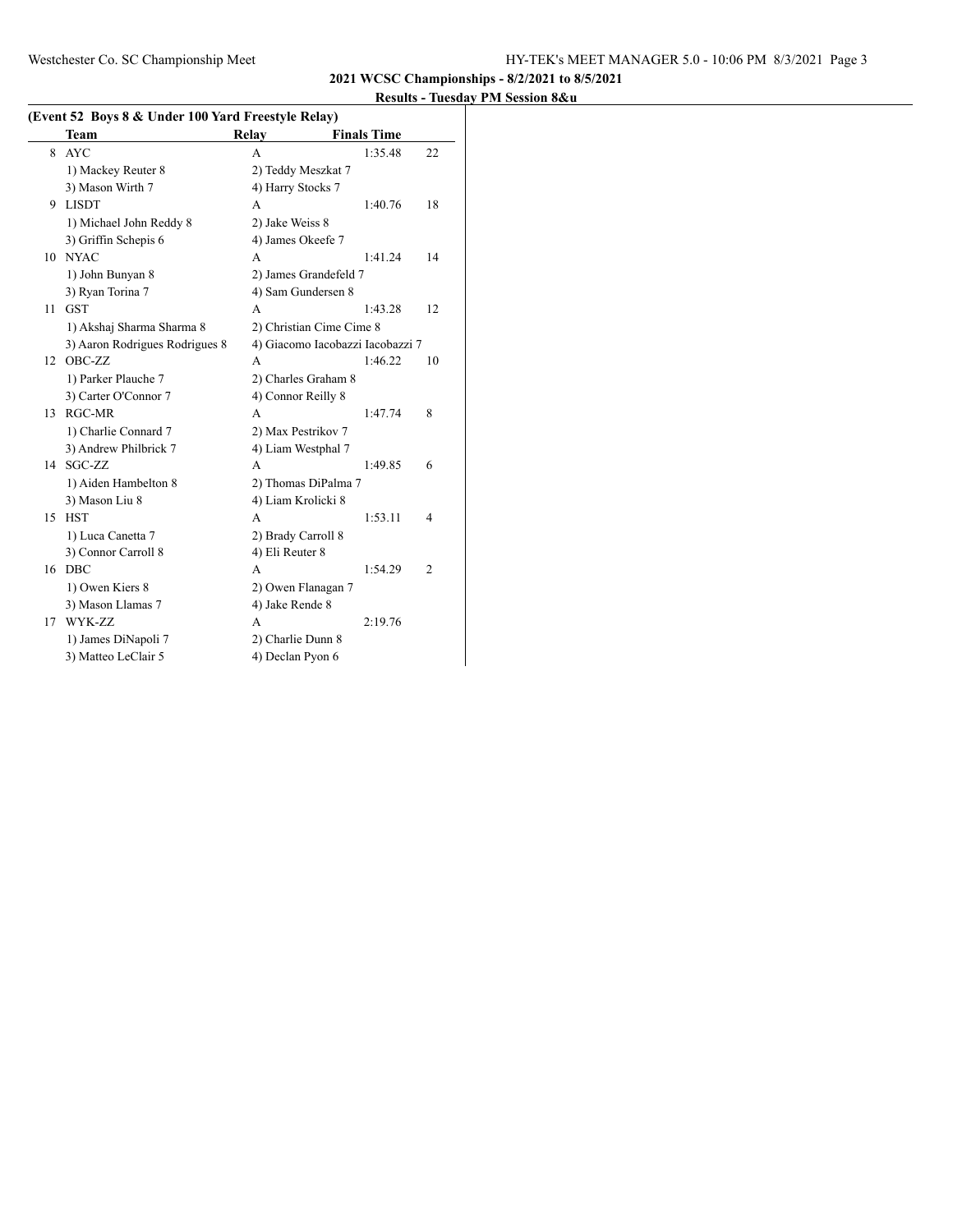**2021 WCSC Championships - 8/2/2021 to 8/5/2021**

**Results - Tuesday PM Session 8&u**

**(Event 52 Boys 8 & Under 100 Yard Freestyle Relay)**

| | Team | Relay | Finals Time | |
|---|---|---|---|---|
| 8 | AYC | A | 1:35.48 | 22 |
| | 1) Mackey Reuter 8 | 2) Teddy Meszkat 7 | | |
| | 3) Mason Wirth 7 | 4) Harry Stocks 7 | | |
| 9 | LISDT | A | 1:40.76 | 18 |
| | 1) Michael John Reddy 8 | 2) Jake Weiss 8 | | |
| | 3) Griffin Schepis 6 | 4) James Okeefe 7 | | |
| 10 | NYAC | A | 1:41.24 | 14 |
| | 1) John Bunyan 8 | 2) James Grandefeld 7 | | |
| | 3) Ryan Torina 7 | 4) Sam Gundersen 8 | | |
| 11 | GST | A | 1:43.28 | 12 |
| | 1) Akshaj Sharma Sharma 8 | 2) Christian Cime Cime 8 | | |
| | 3) Aaron Rodrigues Rodrigues 8 | 4) Giacomo Iacobazzi Iacobazzi 7 | | |
| 12 | OBC-ZZ | A | 1:46.22 | 10 |
| | 1) Parker Plauche 7 | 2) Charles Graham 8 | | |
| | 3) Carter O'Connor 7 | 4) Connor Reilly 8 | | |
| 13 | RGC-MR | A | 1:47.74 | 8 |
| | 1) Charlie Connard 7 | 2) Max Pestrikov 7 | | |
| | 3) Andrew Philbrick 7 | 4) Liam Westphal 7 | | |
| 14 | SGC-ZZ | A | 1:49.85 | 6 |
| | 1) Aiden Hambelton 8 | 2) Thomas DiPalma 7 | | |
| | 3) Mason Liu 8 | 4) Liam Krolicki 8 | | |
| 15 | HST | A | 1:53.11 | 4 |
| | 1) Luca Canetta 7 | 2) Brady Carroll 8 | | |
| | 3) Connor Carroll 8 | 4) Eli Reuter 8 | | |
| 16 | DBC | A | 1:54.29 | 2 |
| | 1) Owen Kiers 8 | 2) Owen Flanagan 7 | | |
| | 3) Mason Llamas 7 | 4) Jake Rende 8 | | |
| 17 | WYK-ZZ | A | 2:19.76 | |
| | 1) James DiNapoli 7 | 2) Charlie Dunn 8 | | |
| | 3) Matteo LeClair 5 | 4) Declan Pyon 6 | | |